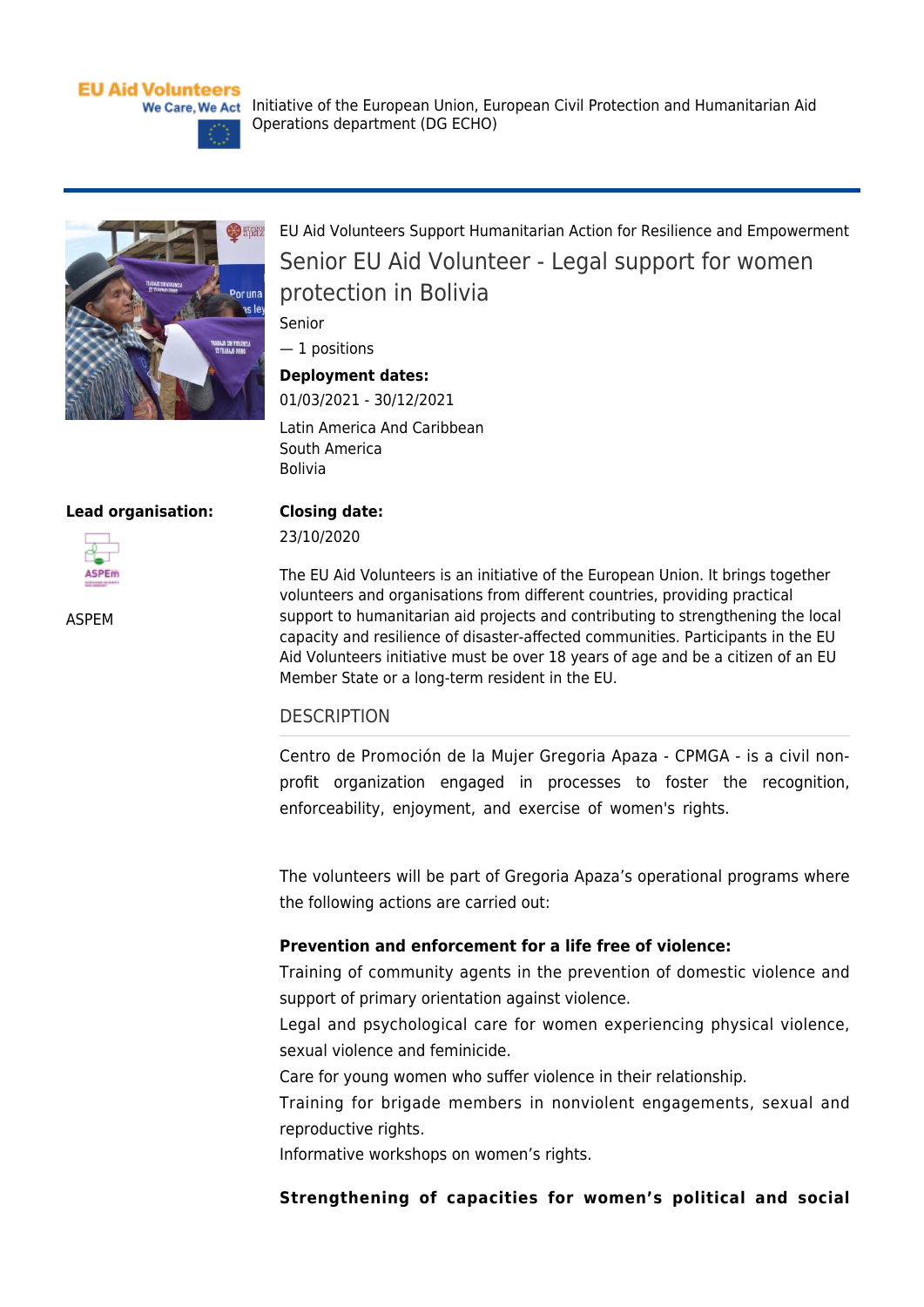EU Aid Volunteers
We Care, We Act

Initiative of the European Union, European Civil Protection and Humanitarian Aid Operations department (DG ECHO)

EU Aid Volunteers Support Humanitarian Action for Resilience and Empowerment

# Senior EU Aid Volunteer - Legal support for women protection in Bolivia

Senior

— 1 positions

**Deployment dates:**

01/03/2021 - 30/12/2021

Latin America And Caribbean
South America
Bolivia

**Lead organisation:**

ASPEM

**Closing date:**

23/10/2020

The EU Aid Volunteers is an initiative of the European Union. It brings together volunteers and organisations from different countries, providing practical support to humanitarian aid projects and contributing to strengthening the local capacity and resilience of disaster-affected communities. Participants in the EU Aid Volunteers initiative must be over 18 years of age and be a citizen of an EU Member State or a long-term resident in the EU.

## DESCRIPTION

Centro de Promoción de la Mujer Gregoria Apaza - CPMGA - is a civil non-profit organization engaged in processes to foster the recognition, enforceability, enjoyment, and exercise of women's rights.

The volunteers will be part of Gregoria Apaza's operational programs where the following actions are carried out:

**Prevention and enforcement for a life free of violence:**

Training of community agents in the prevention of domestic violence and support of primary orientation against violence.

Legal and psychological care for women experiencing physical violence, sexual violence and feminicide.

Care for young women who suffer violence in their relationship.

Training for brigade members in nonviolent engagements, sexual and reproductive rights.

Informative workshops on women's rights.

**Strengthening of capacities for women's political and social**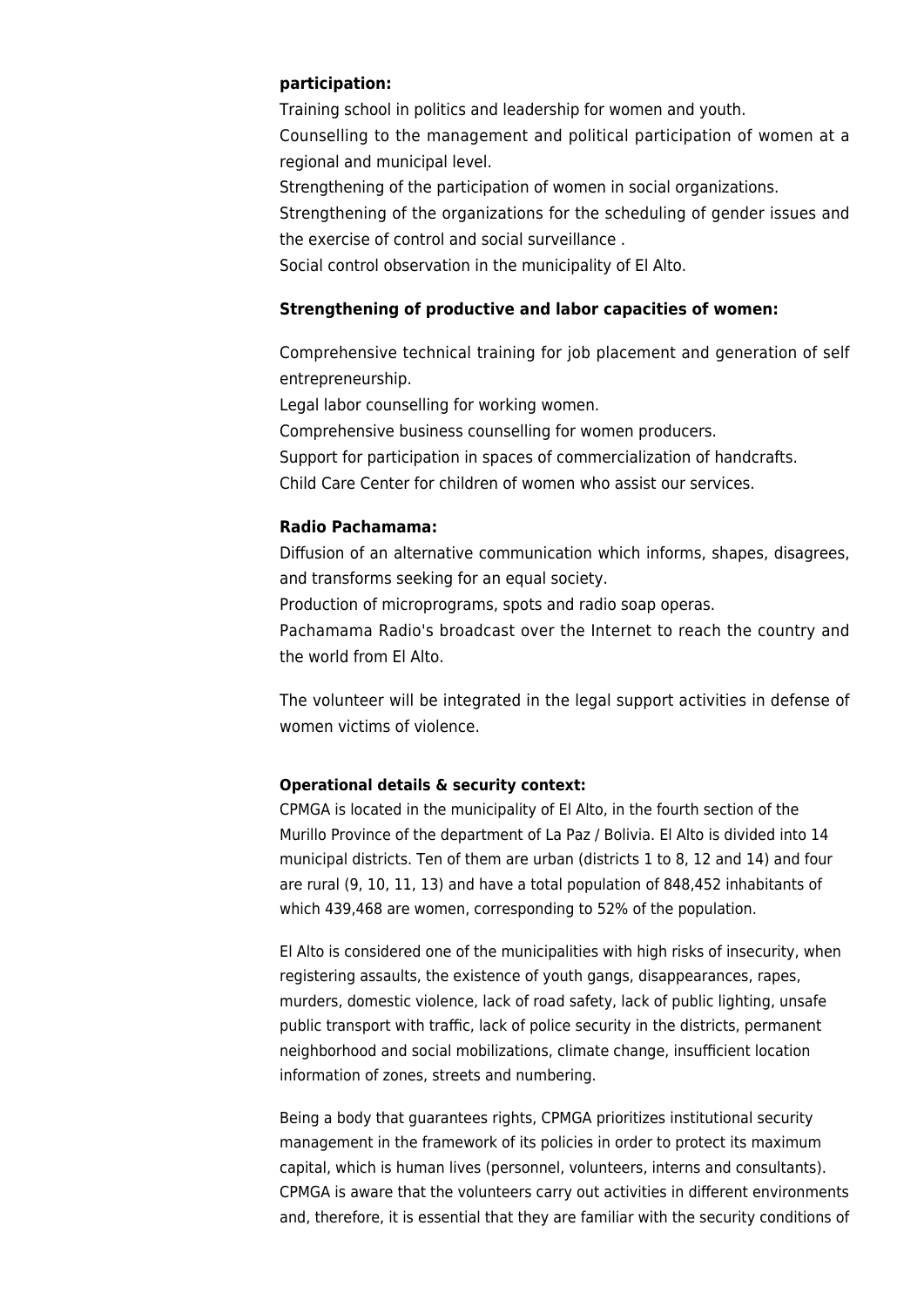**participation:**

Training school in politics and leadership for women and youth.
Counselling to the management and political participation of women at a regional and municipal level.
Strengthening of the participation of women in social organizations.
Strengthening of the organizations for the scheduling of gender issues and the exercise of control and social surveillance .
Social control observation in the municipality of El Alto.

**Strengthening of productive and labor capacities of women:**

Comprehensive technical training for job placement and generation of self entrepreneurship.
Legal labor counselling for working women.
Comprehensive business counselling for women producers.
Support for participation in spaces of commercialization of handcrafts.
Child Care Center for children of women who assist our services.

**Radio Pachamama:**

Diffusion of an alternative communication which informs, shapes, disagrees, and transforms seeking for an equal society.
Production of microprograms, spots and radio soap operas.
Pachamama Radio's broadcast over the Internet to reach the country and the world from El Alto.

The volunteer will be integrated in the legal support activities in defense of women victims of violence.

**Operational details & security context:**

CPMGA is located in the municipality of El Alto, in the fourth section of the Murillo Province of the department of La Paz / Bolivia. El Alto is divided into 14 municipal districts. Ten of them are urban (districts 1 to 8, 12 and 14) and four are rural (9, 10, 11, 13) and have a total population of 848,452 inhabitants of which 439,468 are women, corresponding to 52% of the population.

El Alto is considered one of the municipalities with high risks of insecurity, when registering assaults, the existence of youth gangs, disappearances, rapes, murders, domestic violence, lack of road safety, lack of public lighting, unsafe public transport with traffic, lack of police security in the districts, permanent neighborhood and social mobilizations, climate change, insufficient location information of zones, streets and numbering.

Being a body that guarantees rights, CPMGA prioritizes institutional security management in the framework of its policies in order to protect its maximum capital, which is human lives (personnel, volunteers, interns and consultants). CPMGA is aware that the volunteers carry out activities in different environments and, therefore, it is essential that they are familiar with the security conditions of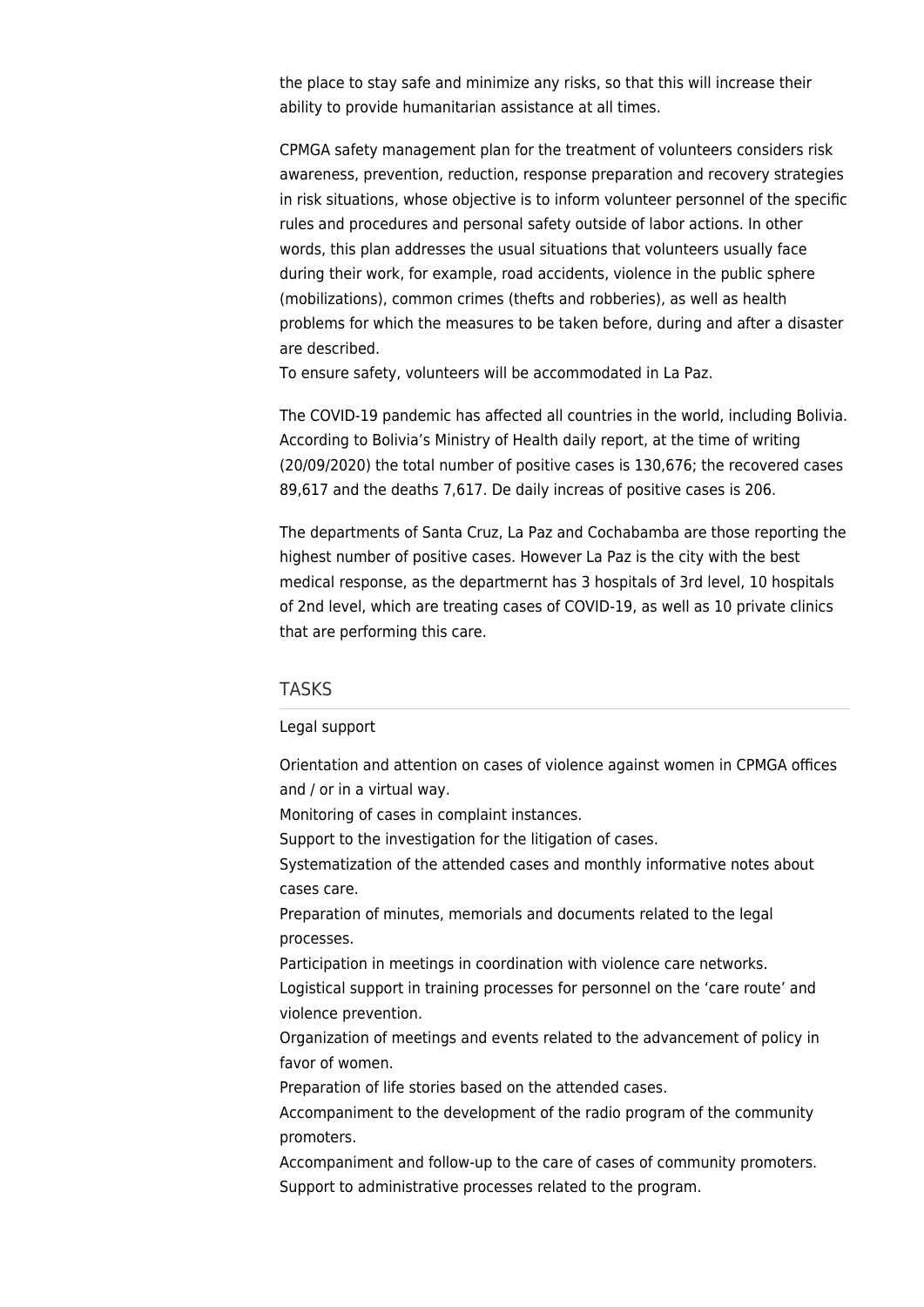the place to stay safe and minimize any risks, so that this will increase their ability to provide humanitarian assistance at all times.

CPMGA safety management plan for the treatment of volunteers considers risk awareness, prevention, reduction, response preparation and recovery strategies in risk situations, whose objective is to inform volunteer personnel of the specific rules and procedures and personal safety outside of labor actions. In other words, this plan addresses the usual situations that volunteers usually face during their work, for example, road accidents, violence in the public sphere (mobilizations), common crimes (thefts and robberies), as well as health problems for which the measures to be taken before, during and after a disaster are described.
To ensure safety, volunteers will be accommodated in La Paz.

The COVID-19 pandemic has affected all countries in the world, including Bolivia. According to Bolivia's Ministry of Health daily report, at the time of writing (20/09/2020) the total number of positive cases is 130,676; the recovered cases 89,617 and the deaths 7,617. De daily increas of positive cases is 206.

The departments of Santa Cruz, La Paz and Cochabamba are those reporting the highest number of positive cases. However La Paz is the city with the best medical response, as the departmernt has 3 hospitals of 3rd level, 10 hospitals of 2nd level, which are treating cases of COVID-19, as well as 10 private clinics that are performing this care.

## TASKS

Legal support

Orientation and attention on cases of violence against women in CPMGA offices and / or in a virtual way.
Monitoring of cases in complaint instances.
Support to the investigation for the litigation of cases.
Systematization of the attended cases and monthly informative notes about cases care.
Preparation of minutes, memorials and documents related to the legal processes.
Participation in meetings in coordination with violence care networks.
Logistical support in training processes for personnel on the 'care route' and violence prevention.
Organization of meetings and events related to the advancement of policy in favor of women.
Preparation of life stories based on the attended cases.
Accompaniment to the development of the radio program of the community promoters.
Accompaniment and follow-up to the care of cases of community promoters.
Support to administrative processes related to the program.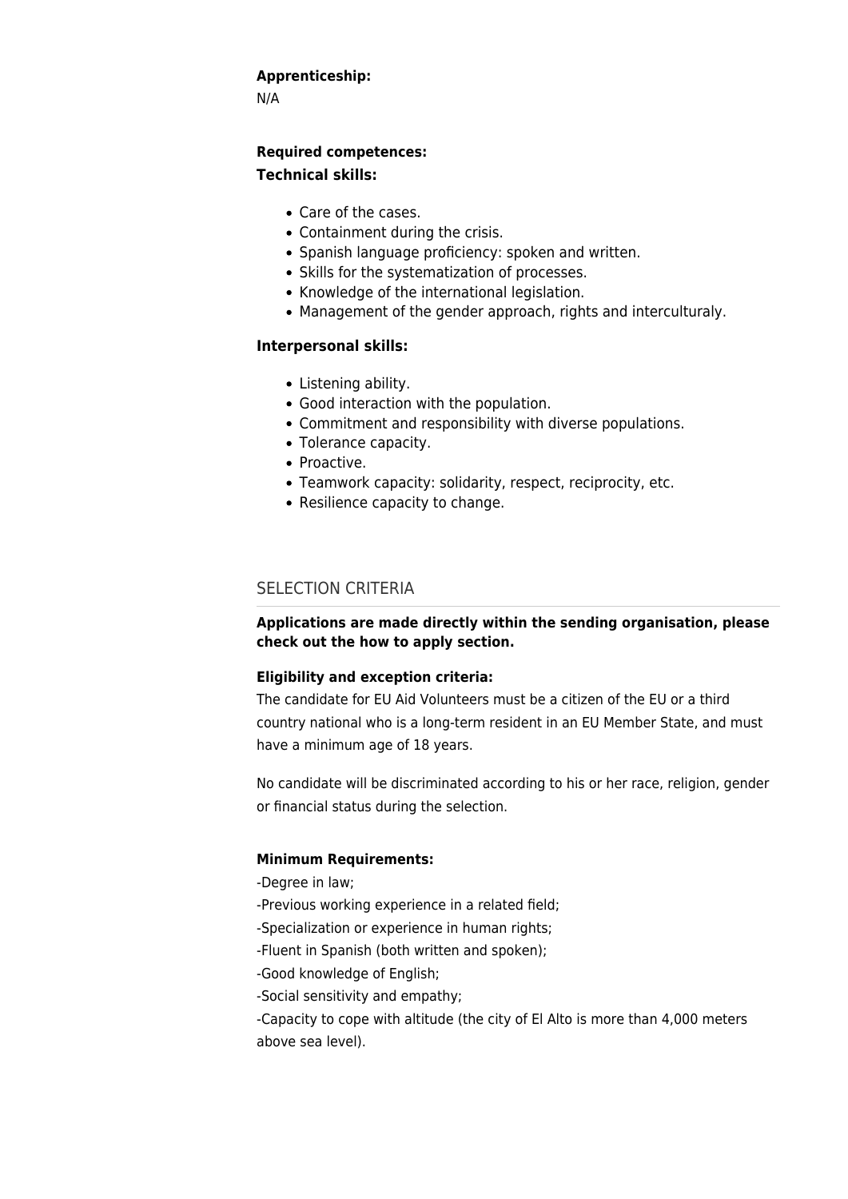**Apprenticeship:**

N/A

**Required competences:**

**Technical skills:**

- Care of the cases.
- Containment during the crisis.
- Spanish language proficiency: spoken and written.
- Skills for the systematization of processes.
- Knowledge of the international legislation.
- Management of the gender approach, rights and interculturaly.

**Interpersonal skills:**

- Listening ability.
- Good interaction with the population.
- Commitment and responsibility with diverse populations.
- Tolerance capacity.
- Proactive.
- Teamwork capacity: solidarity, respect, reciprocity, etc.
- Resilience capacity to change.

## SELECTION CRITERIA

**Applications are made directly within the sending organisation, please check out the how to apply section.**

**Eligibility and exception criteria:**

The candidate for EU Aid Volunteers must be a citizen of the EU or a third country national who is a long-term resident in an EU Member State, and must have a minimum age of 18 years.

No candidate will be discriminated according to his or her race, religion, gender or financial status during the selection.

**Minimum Requirements:**

-Degree in law;
-Previous working experience in a related field;
-Specialization or experience in human rights;
-Fluent in Spanish (both written and spoken);
-Good knowledge of English;
-Social sensitivity and empathy;
-Capacity to cope with altitude (the city of El Alto is more than 4,000 meters above sea level).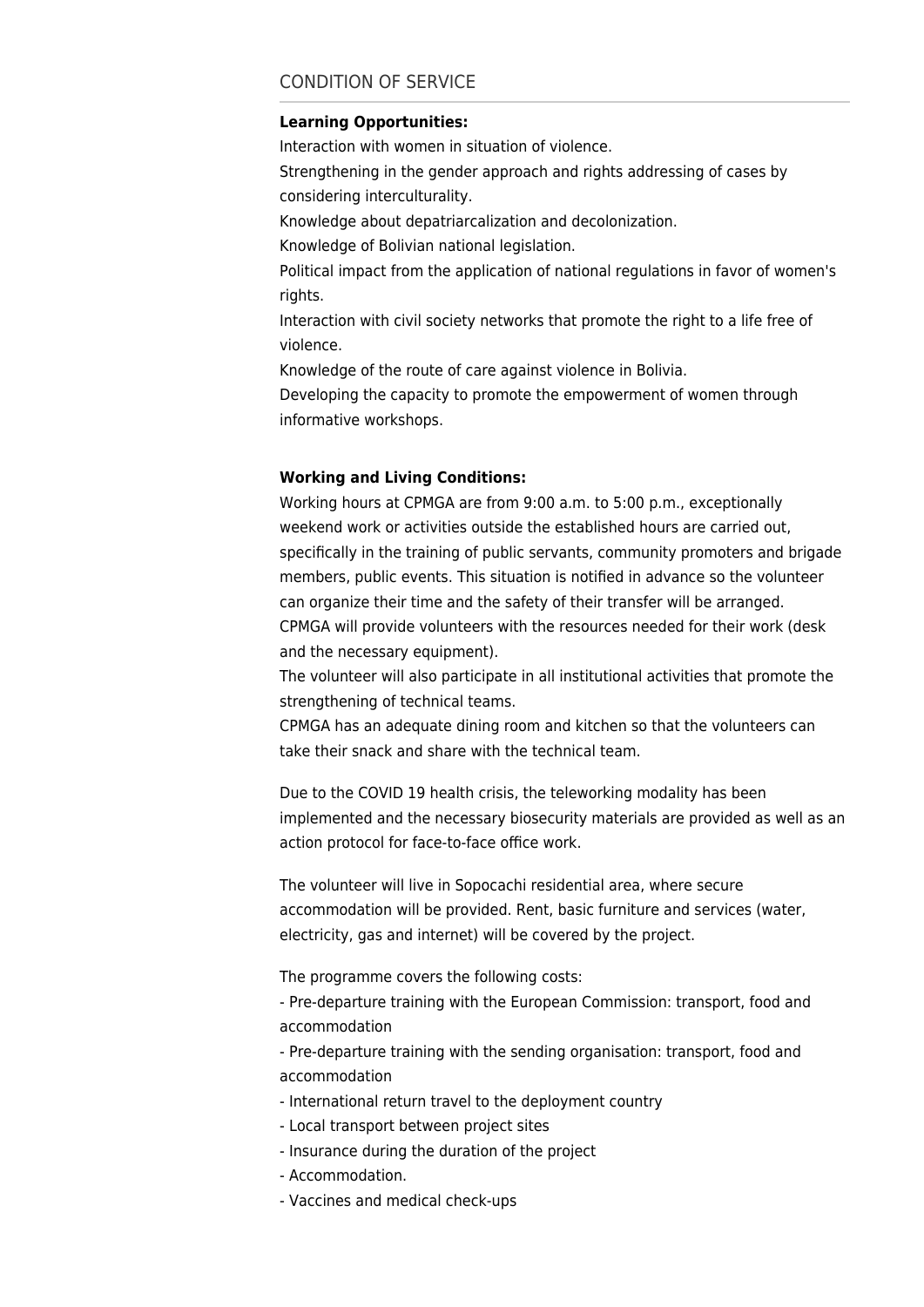## CONDITION OF SERVICE

**Learning Opportunities:**

Interaction with women in situation of violence.

Strengthening in the gender approach and rights addressing of cases by considering interculturality.

Knowledge about depatriarcalization and decolonization.

Knowledge of Bolivian national legislation.

Political impact from the application of national regulations in favor of women's rights.

Interaction with civil society networks that promote the right to a life free of violence.

Knowledge of the route of care against violence in Bolivia.

Developing the capacity to promote the empowerment of women through informative workshops.

**Working and Living Conditions:**

Working hours at CPMGA are from 9:00 a.m. to 5:00 p.m., exceptionally weekend work or activities outside the established hours are carried out, specifically in the training of public servants, community promoters and brigade members, public events. This situation is notified in advance so the volunteer can organize their time and the safety of their transfer will be arranged.

CPMGA will provide volunteers with the resources needed for their work (desk and the necessary equipment).

The volunteer will also participate in all institutional activities that promote the strengthening of technical teams.

CPMGA has an adequate dining room and kitchen so that the volunteers can take their snack and share with the technical team.

Due to the COVID 19 health crisis, the teleworking modality has been implemented and the necessary biosecurity materials are provided as well as an action protocol for face-to-face office work.

The volunteer will live in Sopocachi residential area, where secure accommodation will be provided. Rent, basic furniture and services (water, electricity, gas and internet) will be covered by the project.

The programme covers the following costs:

- Pre-departure training with the European Commission: transport, food and accommodation
- Pre-departure training with the sending organisation: transport, food and accommodation
- International return travel to the deployment country
- Local transport between project sites
- Insurance during the duration of the project
- Accommodation.
- Vaccines and medical check-ups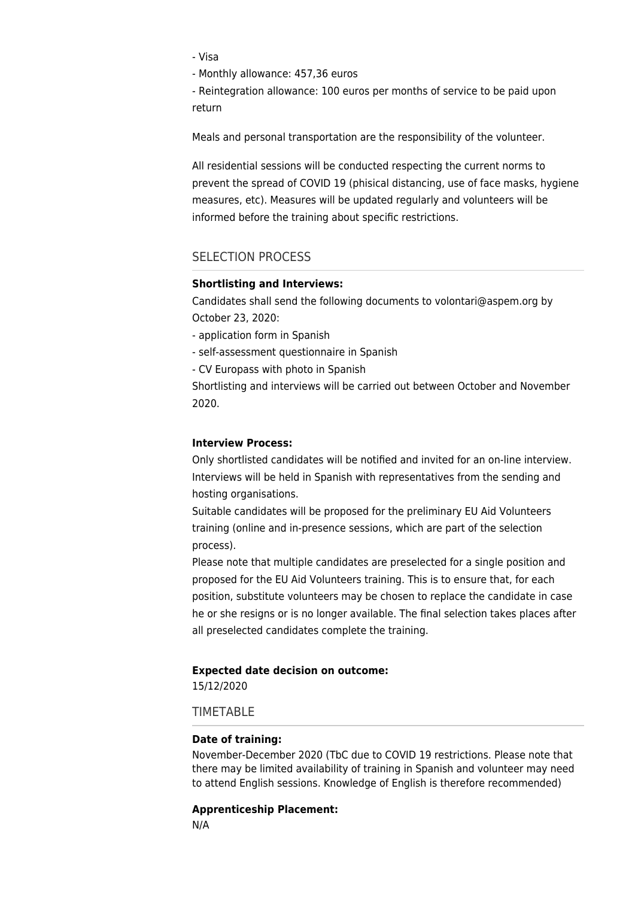- Visa
- Monthly allowance: 457,36 euros
- Reintegration allowance: 100 euros per months of service to be paid upon return

Meals and personal transportation are the responsibility of the volunteer.

All residential sessions will be conducted respecting the current norms to prevent the spread of COVID 19 (phisical distancing, use of face masks, hygiene measures, etc). Measures will be updated regularly and volunteers will be informed before the training about specific restrictions.

## SELECTION PROCESS

**Shortlisting and Interviews:**

Candidates shall send the following documents to volontari@aspem.org by October 23, 2020:

- application form in Spanish
- self-assessment questionnaire in Spanish
- CV Europass with photo in Spanish

Shortlisting and interviews will be carried out between October and November 2020.

**Interview Process:**

Only shortlisted candidates will be notified and invited for an on-line interview. Interviews will be held in Spanish with representatives from the sending and hosting organisations.

Suitable candidates will be proposed for the preliminary EU Aid Volunteers training (online and in-presence sessions, which are part of the selection process).

Please note that multiple candidates are preselected for a single position and proposed for the EU Aid Volunteers training. This is to ensure that, for each position, substitute volunteers may be chosen to replace the candidate in case he or she resigns or is no longer available. The final selection takes places after all preselected candidates complete the training.

**Expected date decision on outcome:**

15/12/2020

## TIMETABLE

**Date of training:**

November-December 2020 (TbC due to COVID 19 restrictions. Please note that there may be limited availability of training in Spanish and volunteer may need to attend English sessions. Knowledge of English is therefore recommended)

**Apprenticeship Placement:**

N/A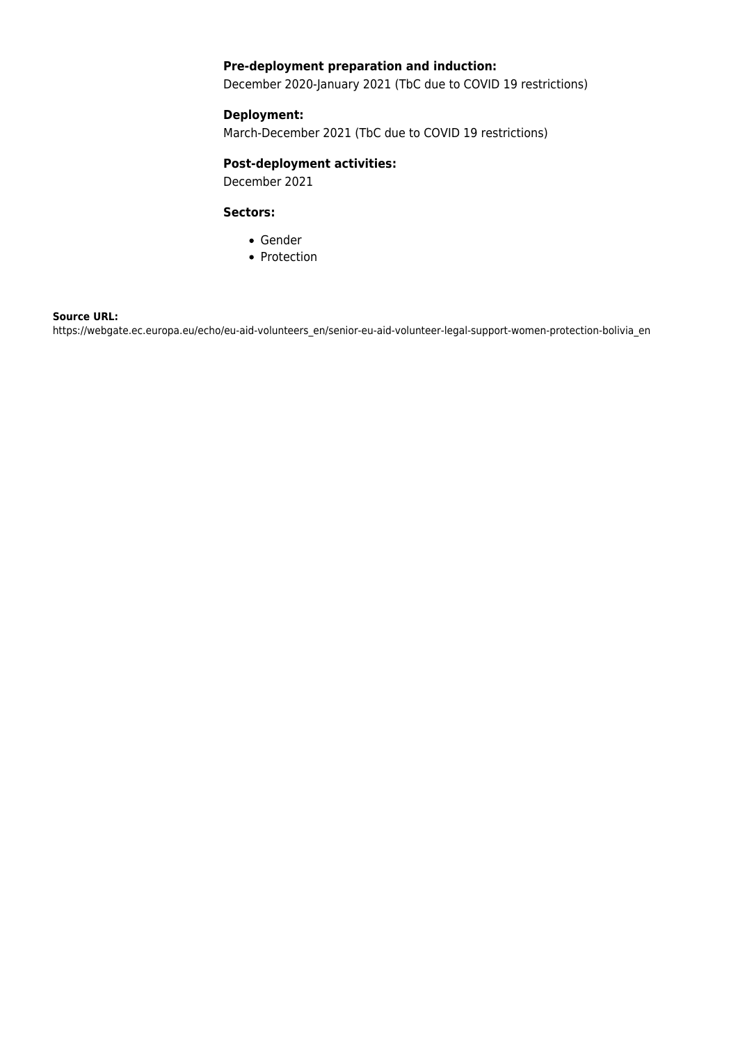**Pre-deployment preparation and induction:**
December 2020-January 2021 (TbC due to COVID 19 restrictions)

**Deployment:**
March-December 2021 (TbC due to COVID 19 restrictions)

**Post-deployment activities:**
December 2021

**Sectors:**

- Gender
- Protection

**Source URL:**
https://webgate.ec.europa.eu/echo/eu-aid-volunteers_en/senior-eu-aid-volunteer-legal-support-women-protection-bolivia_en